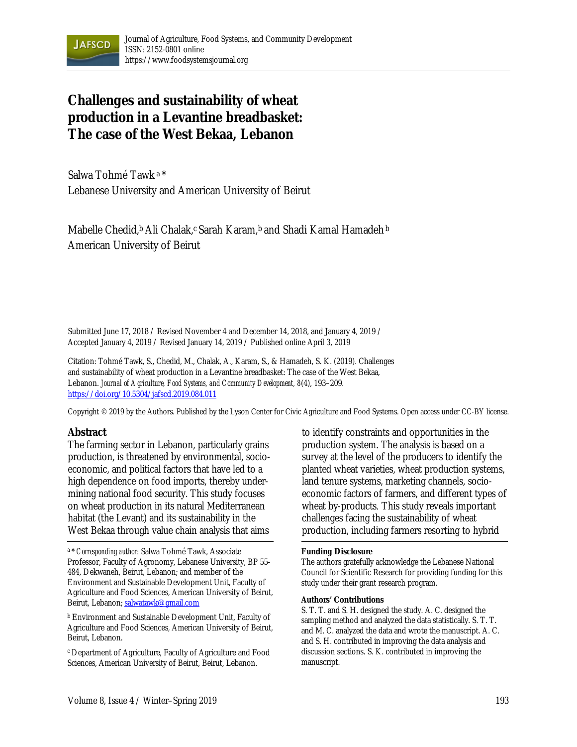# Challenges and sustainability of wheat production in a Levantine breadbasket: The case of the West Bekaa, Lebanon

Salwa Tohmé Tawk [a] *
Lebanese University and American University of Beirut

Mabelle Chedid,[b] Ali Chalak,[c] Sarah Karam,[b] and Shadi Kamal Hamadeh [b]
American University of Beirut

Submitted June 17, 2018 / Revised November 4 and December 14, 2018, and January 4, 2019 / Accepted January 4, 2019 / Revised January 14, 2019 / Published online April 3, 2019

Citation: Tohmé Tawk, S., Chedid, M., Chalak, A., Karam, S., & Hamadeh, S. K. (2019). Challenges and sustainability of wheat production in a Levantine breadbasket: The case of the West Bekaa, Lebanon. *Journal of Agriculture, Food Systems, and Community Development, 8*(4), 193–209. https://doi.org/10.5304/jafscd.2019.084.011

Copyright © 2019 by the Authors. Published by the Lyson Center for Civic Agriculture and Food Systems. Open access under CC-BY license.

## Abstract

The farming sector in Lebanon, particularly grains production, is threatened by environmental, socio-economic, and political factors that have led to a high dependence on food imports, thereby undermining national food security. This study focuses on wheat production in its natural Mediterranean habitat (the Levant) and its sustainability in the West Bekaa through value chain analysis that aims to identify constraints and opportunities in the production system. The analysis is based on a survey at the level of the producers to identify the planted wheat varieties, wheat production systems, land tenure systems, marketing channels, socio-economic factors of farmers, and different types of wheat by-products. This study reveals important challenges facing the sustainability of wheat production, including farmers resorting to hybrid

[a] * *Corresponding author:* Salwa Tohmé Tawk, Associate Professor, Faculty of Agronomy, Lebanese University, BP 55-484, Dekwaneh, Beirut, Lebanon; and member of the Environment and Sustainable Development Unit, Faculty of Agriculture and Food Sciences, American University of Beirut, Beirut, Lebanon; salwatawk@gmail.com

[b] Environment and Sustainable Development Unit, Faculty of Agriculture and Food Sciences, American University of Beirut, Beirut, Lebanon.

[c] Department of Agriculture, Faculty of Agriculture and Food Sciences, American University of Beirut, Beirut, Lebanon.

**Funding Disclosure**

The authors gratefully acknowledge the Lebanese National Council for Scientific Research for providing funding for this study under their grant research program.

**Authors' Contributions**

S. T. T. and S. H. designed the study. A. C. designed the sampling method and analyzed the data statistically. S. T. T. and M. C. analyzed the data and wrote the manuscript. A. C. and S. H. contributed in improving the data analysis and discussion sections. S. K. contributed in improving the manuscript.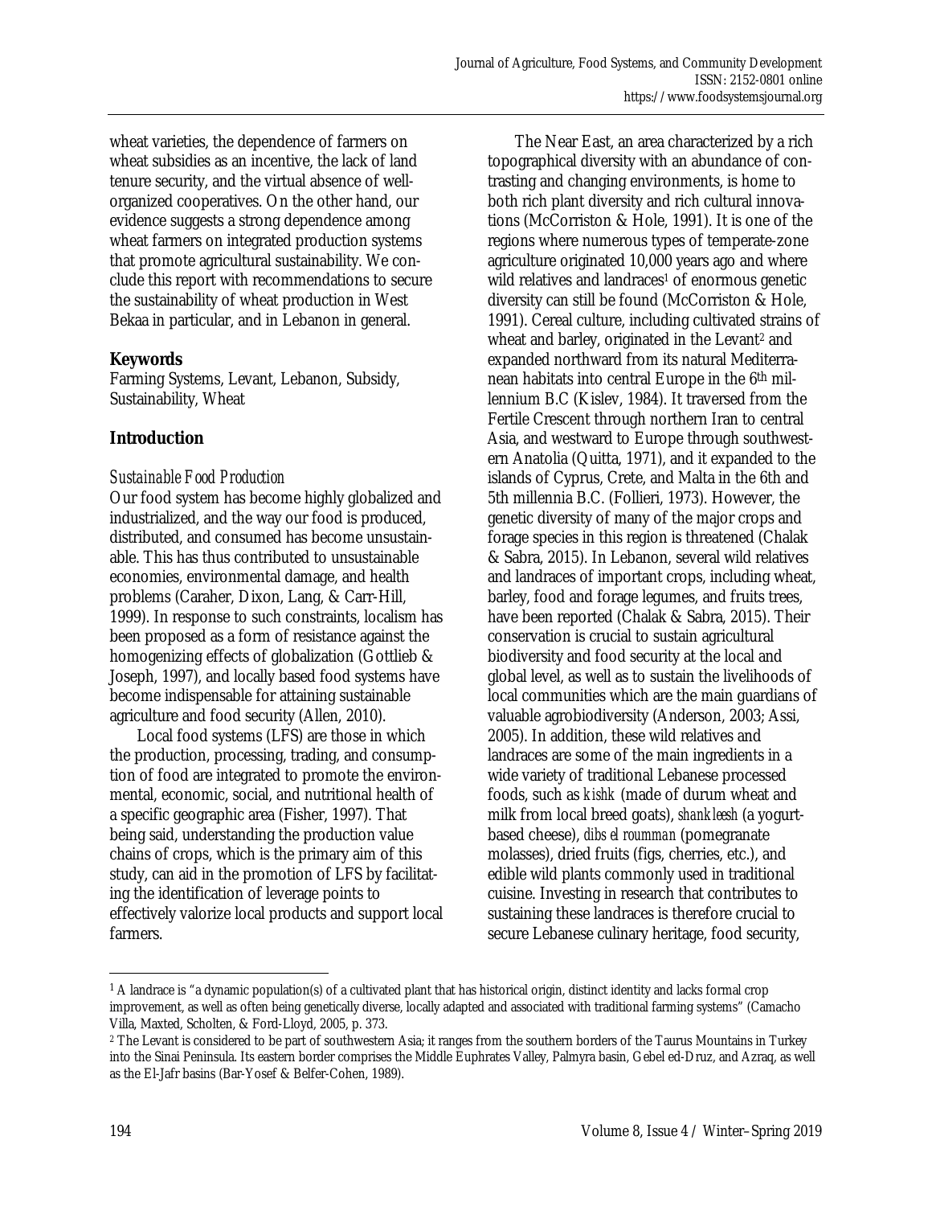wheat varieties, the dependence of farmers on wheat subsidies as an incentive, the lack of land tenure security, and the virtual absence of well-organized cooperatives. On the other hand, our evidence suggests a strong dependence among wheat farmers on integrated production systems that promote agricultural sustainability. We conclude this report with recommendations to secure the sustainability of wheat production in West Bekaa in particular, and in Lebanon in general.

## Keywords

Farming Systems, Levant, Lebanon, Subsidy, Sustainability, Wheat

## Introduction

### *Sustainable Food Production*

Our food system has become highly globalized and industrialized, and the way our food is produced, distributed, and consumed has become unsustainable. This has thus contributed to unsustainable economies, environmental damage, and health problems (Caraher, Dixon, Lang, & Carr-Hill, 1999). In response to such constraints, localism has been proposed as a form of resistance against the homogenizing effects of globalization (Gottlieb & Joseph, 1997), and locally based food systems have become indispensable for attaining sustainable agriculture and food security (Allen, 2010).

Local food systems (LFS) are those in which the production, processing, trading, and consumption of food are integrated to promote the environmental, economic, social, and nutritional health of a specific geographic area (Fisher, 1997). That being said, understanding the production value chains of crops, which is the primary aim of this study, can aid in the promotion of LFS by facilitating the identification of leverage points to effectively valorize local products and support local farmers.

The Near East, an area characterized by a rich topographical diversity with an abundance of contrasting and changing environments, is home to both rich plant diversity and rich cultural innovations (McCorriston & Hole, 1991). It is one of the regions where numerous types of temperate-zone agriculture originated 10,000 years ago and where wild relatives and landraces[1] of enormous genetic diversity can still be found (McCorriston & Hole, 1991). Cereal culture, including cultivated strains of wheat and barley, originated in the Levant[2] and expanded northward from its natural Mediterranean habitats into central Europe in the 6th millennium B.C (Kislev, 1984). It traversed from the Fertile Crescent through northern Iran to central Asia, and westward to Europe through southwestern Anatolia (Quitta, 1971), and it expanded to the islands of Cyprus, Crete, and Malta in the 6th and 5th millennia B.C. (Follieri, 1973). However, the genetic diversity of many of the major crops and forage species in this region is threatened (Chalak & Sabra, 2015). In Lebanon, several wild relatives and landraces of important crops, including wheat, barley, food and forage legumes, and fruits trees, have been reported (Chalak & Sabra, 2015). Their conservation is crucial to sustain agricultural biodiversity and food security at the local and global level, as well as to sustain the livelihoods of local communities which are the main guardians of valuable agrobiodiversity (Anderson, 2003; Assi, 2005). In addition, these wild relatives and landraces are some of the main ingredients in a wide variety of traditional Lebanese processed foods, such as *kishk* (made of durum wheat and milk from local breed goats), *shankleesh* (a yogurt-based cheese), *dibs el roumman* (pomegranate molasses), dried fruits (figs, cherries, etc.), and edible wild plants commonly used in traditional cuisine. Investing in research that contributes to sustaining these landraces is therefore crucial to secure Lebanese culinary heritage, food security,

---

[1] A landrace is "a dynamic population(s) of a cultivated plant that has historical origin, distinct identity and lacks formal crop improvement, as well as often being genetically diverse, locally adapted and associated with traditional farming systems" (Camacho Villa, Maxted, Scholten, & Ford-Lloyd, 2005, p. 373.

[2] The Levant is considered to be part of southwestern Asia; it ranges from the southern borders of the Taurus Mountains in Turkey into the Sinai Peninsula. Its eastern border comprises the Middle Euphrates Valley, Palmyra basin, Gebel ed-Druz, and Azraq, as well as the El-Jafr basins (Bar-Yosef & Belfer-Cohen, 1989).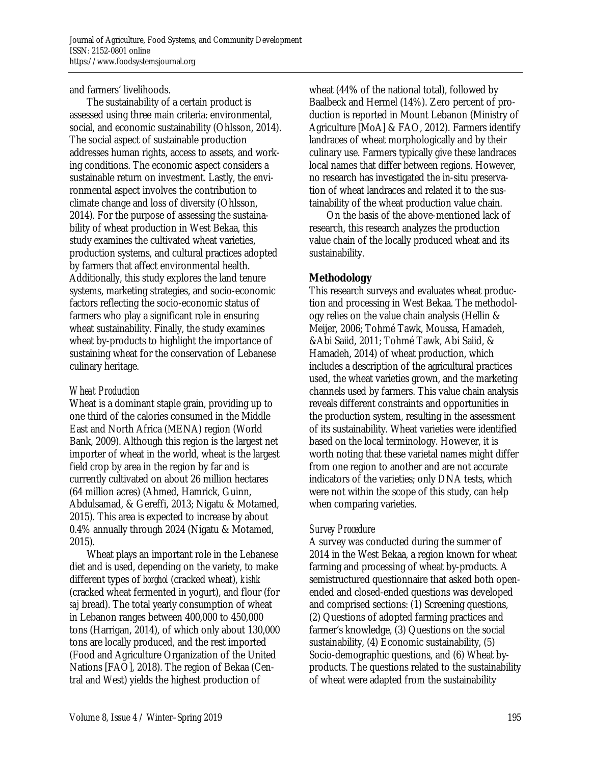and farmers' livelihoods.

The sustainability of a certain product is assessed using three main criteria: environmental, social, and economic sustainability (Ohlsson, 2014). The social aspect of sustainable production addresses human rights, access to assets, and working conditions. The economic aspect considers a sustainable return on investment. Lastly, the environmental aspect involves the contribution to climate change and loss of diversity (Ohlsson, 2014). For the purpose of assessing the sustainability of wheat production in West Bekaa, this study examines the cultivated wheat varieties, production systems, and cultural practices adopted by farmers that affect environmental health. Additionally, this study explores the land tenure systems, marketing strategies, and socio-economic factors reflecting the socio-economic status of farmers who play a significant role in ensuring wheat sustainability. Finally, the study examines wheat by-products to highlight the importance of sustaining wheat for the conservation of Lebanese culinary heritage.

### *Wheat Production*

Wheat is a dominant staple grain, providing up to one third of the calories consumed in the Middle East and North Africa (MENA) region (World Bank, 2009). Although this region is the largest net importer of wheat in the world, wheat is the largest field crop by area in the region by far and is currently cultivated on about 26 million hectares (64 million acres) (Ahmed, Hamrick, Guinn, Abdulsamad, & Gereffi, 2013; Nigatu & Motamed, 2015). This area is expected to increase by about 0.4% annually through 2024 (Nigatu & Motamed, 2015).

Wheat plays an important role in the Lebanese diet and is used, depending on the variety, to make different types of *borghol* (cracked wheat), *kishk* (cracked wheat fermented in yogurt), and flour (for *saj* bread). The total yearly consumption of wheat in Lebanon ranges between 400,000 to 450,000 tons (Harrigan, 2014), of which only about 130,000 tons are locally produced, and the rest imported (Food and Agriculture Organization of the United Nations [FAO], 2018). The region of Bekaa (Central and West) yields the highest production of wheat (44% of the national total), followed by Baalbeck and Hermel (14%). Zero percent of production is reported in Mount Lebanon (Ministry of Agriculture [MoA] & FAO, 2012). Farmers identify landraces of wheat morphologically and by their culinary use. Farmers typically give these landraces local names that differ between regions. However, no research has investigated the in-situ preservation of wheat landraces and related it to the sustainability of the wheat production value chain.

On the basis of the above-mentioned lack of research, this research analyzes the production value chain of the locally produced wheat and its sustainability.

## Methodology

This research surveys and evaluates wheat production and processing in West Bekaa. The methodology relies on the value chain analysis (Hellin & Meijer, 2006; Tohmé Tawk, Moussa, Hamadeh, &Abi Saiid, 2011; Tohmé Tawk, Abi Saiid, & Hamadeh, 2014) of wheat production, which includes a description of the agricultural practices used, the wheat varieties grown, and the marketing channels used by farmers. This value chain analysis reveals different constraints and opportunities in the production system, resulting in the assessment of its sustainability. Wheat varieties were identified based on the local terminology. However, it is worth noting that these varietal names might differ from one region to another and are not accurate indicators of the varieties; only DNA tests, which were not within the scope of this study, can help when comparing varieties.

### *Survey Procedure*

A survey was conducted during the summer of 2014 in the West Bekaa, a region known for wheat farming and processing of wheat by-products. A semistructured questionnaire that asked both open-ended and closed-ended questions was developed and comprised sections: (1) Screening questions, (2) Questions of adopted farming practices and farmer's knowledge, (3) Questions on the social sustainability, (4) Economic sustainability, (5) Socio-demographic questions, and (6) Wheat by-products. The questions related to the sustainability of wheat were adapted from the sustainability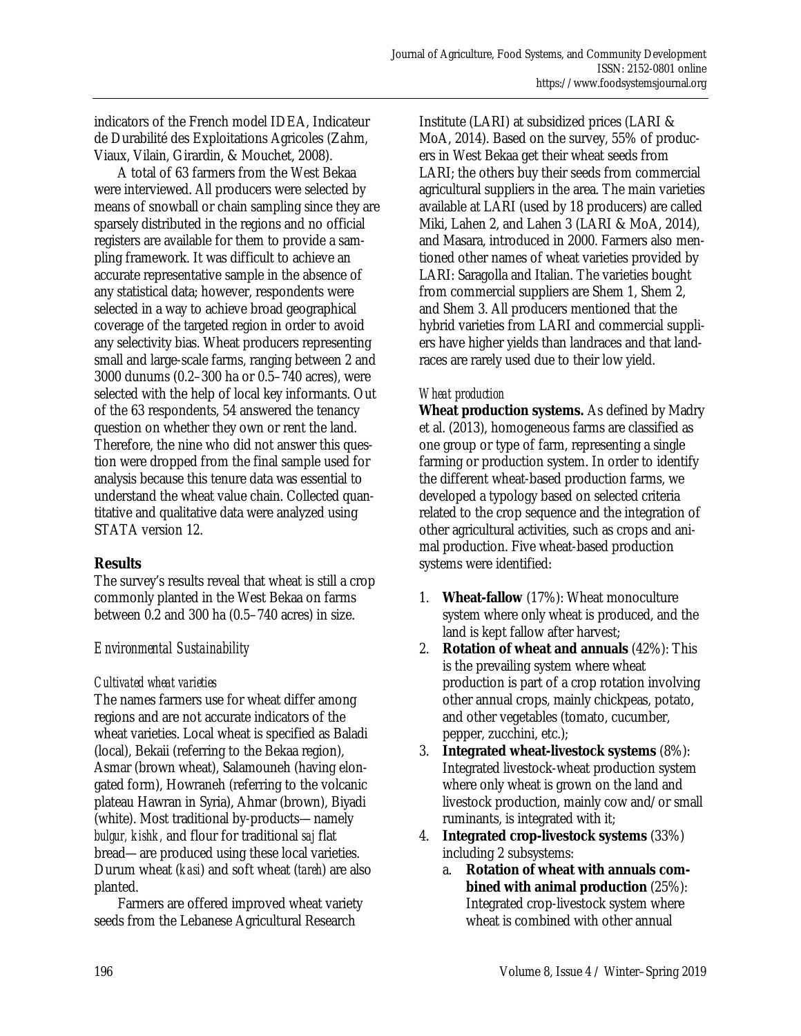indicators of the French model IDEA, Indicateur de Durabilité des Exploitations Agricoles (Zahm, Viaux, Vilain, Girardin, & Mouchet, 2008).

A total of 63 farmers from the West Bekaa were interviewed. All producers were selected by means of snowball or chain sampling since they are sparsely distributed in the regions and no official registers are available for them to provide a sampling framework. It was difficult to achieve an accurate representative sample in the absence of any statistical data; however, respondents were selected in a way to achieve broad geographical coverage of the targeted region in order to avoid any selectivity bias. Wheat producers representing small and large-scale farms, ranging between 2 and 3000 dunums (0.2–300 ha or 0.5–740 acres), were selected with the help of local key informants. Out of the 63 respondents, 54 answered the tenancy question on whether they own or rent the land. Therefore, the nine who did not answer this question were dropped from the final sample used for analysis because this tenure data was essential to understand the wheat value chain. Collected quantitative and qualitative data were analyzed using STATA version 12.

## Results

The survey's results reveal that wheat is still a crop commonly planted in the West Bekaa on farms between 0.2 and 300 ha (0.5–740 acres) in size.

### *Environmental Sustainability*

#### *Cultivated wheat varieties*

The names farmers use for wheat differ among regions and are not accurate indicators of the wheat varieties. Local wheat is specified as Baladi (local), Bekaii (referring to the Bekaa region), Asmar (brown wheat), Salamouneh (having elongated form), Howraneh (referring to the volcanic plateau Hawran in Syria), Ahmar (brown), Biyadi (white). Most traditional by-products—namely *bulgur*, *kishk*, and flour for traditional *saj* flat bread—are produced using these local varieties. Durum wheat (*kasi*) and soft wheat (*tareh*) are also planted.

Farmers are offered improved wheat variety seeds from the Lebanese Agricultural Research Institute (LARI) at subsidized prices (LARI & MoA, 2014). Based on the survey, 55% of producers in West Bekaa get their wheat seeds from LARI; the others buy their seeds from commercial agricultural suppliers in the area. The main varieties available at LARI (used by 18 producers) are called Miki, Lahen 2, and Lahen 3 (LARI & MoA, 2014), and Masara, introduced in 2000. Farmers also mentioned other names of wheat varieties provided by LARI: Saragolla and Italian. The varieties bought from commercial suppliers are Shem 1, Shem 2, and Shem 3. All producers mentioned that the hybrid varieties from LARI and commercial suppliers have higher yields than landraces and that landraces are rarely used due to their low yield.

#### *Wheat production*

**Wheat production systems.** As defined by Madry et al. (2013), homogeneous farms are classified as one group or type of farm, representing a single farming or production system. In order to identify the different wheat-based production farms, we developed a typology based on selected criteria related to the crop sequence and the integration of other agricultural activities, such as crops and animal production. Five wheat-based production systems were identified:

1. **Wheat-fallow** (17%): Wheat monoculture system where only wheat is produced, and the land is kept fallow after harvest;
2. **Rotation of wheat and annuals** (42%): This is the prevailing system where wheat production is part of a crop rotation involving other annual crops, mainly chickpeas, potato, and other vegetables (tomato, cucumber, pepper, zucchini, etc.);
3. **Integrated wheat-livestock systems** (8%): Integrated livestock-wheat production system where only wheat is grown on the land and livestock production, mainly cow and/or small ruminants, is integrated with it;
4. **Integrated crop-livestock systems** (33%) including 2 subsystems:
    a. **Rotation of wheat with annuals combined with animal production** (25%): Integrated crop-livestock system where wheat is combined with other annual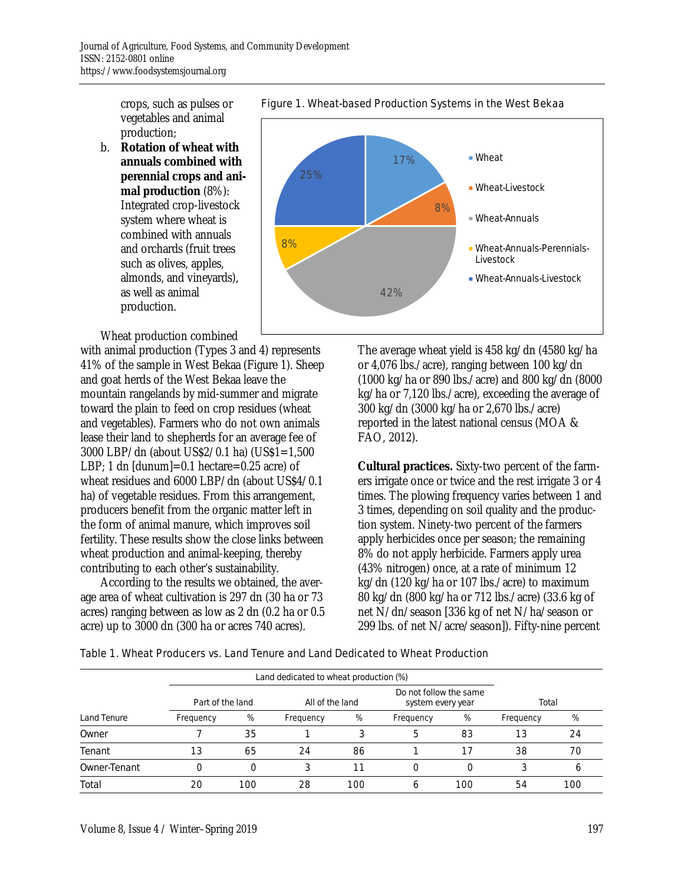crops, such as pulses or vegetables and animal production;

b. **Rotation of wheat with annuals combined with perennial crops and animal production** (8%): Integrated crop-livestock system where wheat is combined with annuals and orchards (fruit trees such as olives, apples, almonds, and vineyards), as well as animal production.

Figure 1. Wheat-based Production Systems in the West Bekaa

| System | % |
|---|---|
| Wheat | 17% |
| Wheat-Livestock | 8% |
| Wheat-Annuals | 42% |
| Wheat-Annuals-Perennials-Livestock | 8% |
| Wheat-Annuals-Livestock | 25% |

Wheat production combined with animal production (Types 3 and 4) represents 41% of the sample in West Bekaa (Figure 1). Sheep and goat herds of the West Bekaa leave the mountain rangelands by mid-summer and migrate toward the plain to feed on crop residues (wheat and vegetables). Farmers who do not own animals lease their land to shepherds for an average fee of 3000 LBP/dn (about US$2/0.1 ha) (US$1=1,500 LBP; 1 dn [dunum]=0.1 hectare=0.25 acre) of wheat residues and 6000 LBP/dn (about US$4/0.1 ha) of vegetable residues. From this arrangement, producers benefit from the organic matter left in the form of animal manure, which improves soil fertility. These results show the close links between wheat production and animal-keeping, thereby contributing to each other's sustainability.

According to the results we obtained, the average area of wheat cultivation is 297 dn (30 ha or 73 acres) ranging between as low as 2 dn (0.2 ha or 0.5 acre) up to 3000 dn (300 ha or acres 740 acres).

The average wheat yield is 458 kg/dn (4580 kg/ha or 4,076 lbs./acre), ranging between 100 kg/dn (1000 kg/ha or 890 lbs./acre) and 800 kg/dn (8000 kg/ha or 7,120 lbs./acre), exceeding the average of 300 kg/dn (3000 kg/ha or 2,670 lbs./acre) reported in the latest national census (MOA & FAO, 2012).

**Cultural practices.** Sixty-two percent of the farmers irrigate once or twice and the rest irrigate 3 or 4 times. The plowing frequency varies between 1 and 3 times, depending on soil quality and the production system. Ninety-two percent of the farmers apply herbicides once per season; the remaining 8% do not apply herbicide. Farmers apply urea (43% nitrogen) once, at a rate of minimum 12 kg/dn (120 kg/ha or 107 lbs./acre) to maximum 80 kg/dn (800 kg/ha or 712 lbs./acre) (33.6 kg of net N/dn/season [336 kg of net N/ha/season or 299 lbs. of net N/acre/season]). Fifty-nine percent

Table 1. Wheat Producers vs. Land Tenure and Land Dedicated to Wheat Production

| | Land dedicated to wheat production (%) | | | | | | | |
|---|---|---|---|---|---|---|---|---|
| | Part of the land | | All of the land | | Do not follow the same system every year | | Total | |
| Land Tenure | Frequency | % | Frequency | % | Frequency | % | Frequency | % |
| Owner | 7 | 35 | 1 | 3 | 5 | 83 | 13 | 24 |
| Tenant | 13 | 65 | 24 | 86 | 1 | 17 | 38 | 70 |
| Owner-Tenant | 0 | 0 | 3 | 11 | 0 | 0 | 3 | 6 |
| Total | 20 | 100 | 28 | 100 | 6 | 100 | 54 | 100 |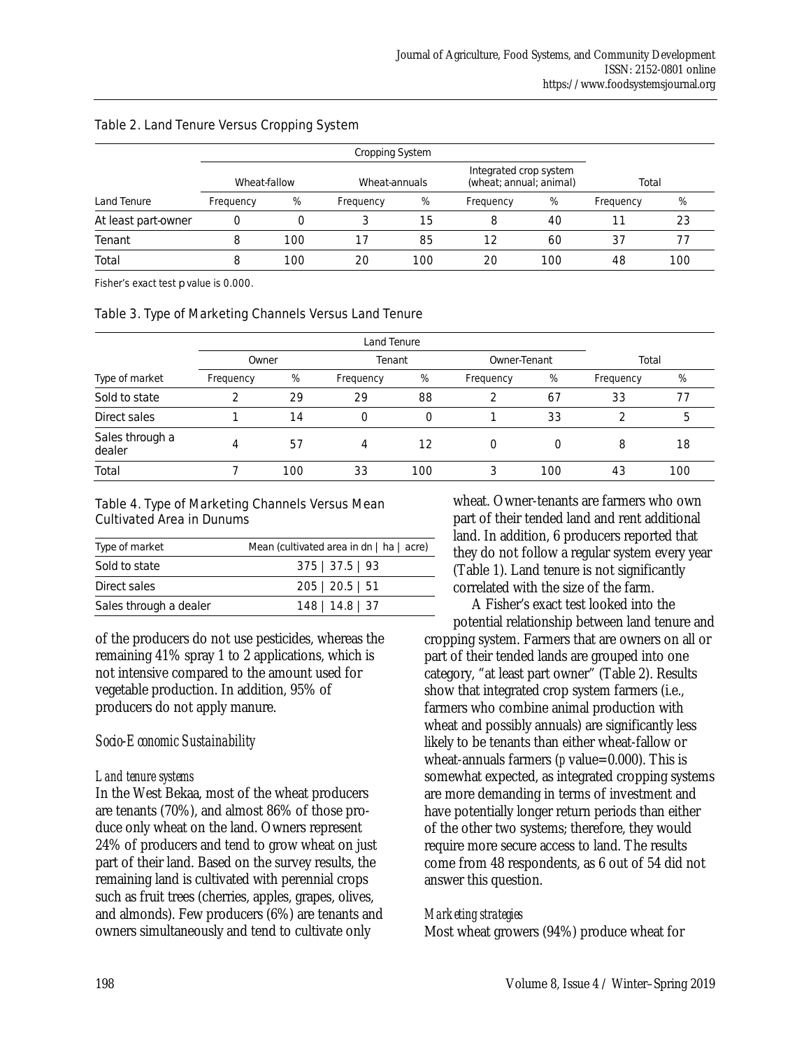Table 2. Land Tenure Versus Cropping System

| | Cropping System | | | | | | | |
|---|---|---|---|---|---|---|---|---|
| | Wheat-fallow | | Wheat-annuals | | Integrated crop system (wheat; annual; animal) | | Total | |
| Land Tenure | Frequency | % | Frequency | % | Frequency | % | Frequency | % |
| At least part-owner | 0 | 0 | 3 | 15 | 8 | 40 | 11 | 23 |
| Tenant | 8 | 100 | 17 | 85 | 12 | 60 | 37 | 77 |
| Total | 8 | 100 | 20 | 100 | 20 | 100 | 48 | 100 |

Fisher's exact test p value is 0.000.

Table 3. Type of Marketing Channels Versus Land Tenure

| | Land Tenure | | | | | | | |
|---|---|---|---|---|---|---|---|---|
| | Owner | | Tenant | | Owner-Tenant | | Total | |
| Type of market | Frequency | % | Frequency | % | Frequency | % | Frequency | % |
| Sold to state | 2 | 29 | 29 | 88 | 2 | 67 | 33 | 77 |
| Direct sales | 1 | 14 | 0 | 0 | 1 | 33 | 2 | 5 |
| Sales through a dealer | 4 | 57 | 4 | 12 | 0 | 0 | 8 | 18 |
| Total | 7 | 100 | 33 | 100 | 3 | 100 | 43 | 100 |

Table 4. Type of Marketing Channels Versus Mean Cultivated Area in Dunums

| Type of market | Mean (cultivated area in dn \| ha \| acre) |
|---|---|
| Sold to state | 375 \| 37.5 \| 93 |
| Direct sales | 205 \| 20.5 \| 51 |
| Sales through a dealer | 148 \| 14.8 \| 37 |

of the producers do not use pesticides, whereas the remaining 41% spray 1 to 2 applications, which is not intensive compared to the amount used for vegetable production. In addition, 95% of producers do not apply manure.

### *Socio-Economic Sustainability*

#### *Land tenure systems*

In the West Bekaa, most of the wheat producers are tenants (70%), and almost 86% of those produce only wheat on the land. Owners represent 24% of producers and tend to grow wheat on just part of their land. Based on the survey results, the remaining land is cultivated with perennial crops such as fruit trees (cherries, apples, grapes, olives, and almonds). Few producers (6%) are tenants and owners simultaneously and tend to cultivate only wheat. Owner-tenants are farmers who own part of their tended land and rent additional land. In addition, 6 producers reported that they do not follow a regular system every year (Table 1). Land tenure is not significantly correlated with the size of the farm.

A Fisher's exact test looked into the potential relationship between land tenure and cropping system. Farmers that are owners on all or part of their tended lands are grouped into one category, "at least part owner" (Table 2). Results show that integrated crop system farmers (i.e., farmers who combine animal production with wheat and possibly annuals) are significantly less likely to be tenants than either wheat-fallow or wheat-annuals farmers (*p* value=0.000). This is somewhat expected, as integrated cropping systems are more demanding in terms of investment and have potentially longer return periods than either of the other two systems; therefore, they would require more secure access to land. The results come from 48 respondents, as 6 out of 54 did not answer this question.

#### *Marketing strategies*

Most wheat growers (94%) produce wheat for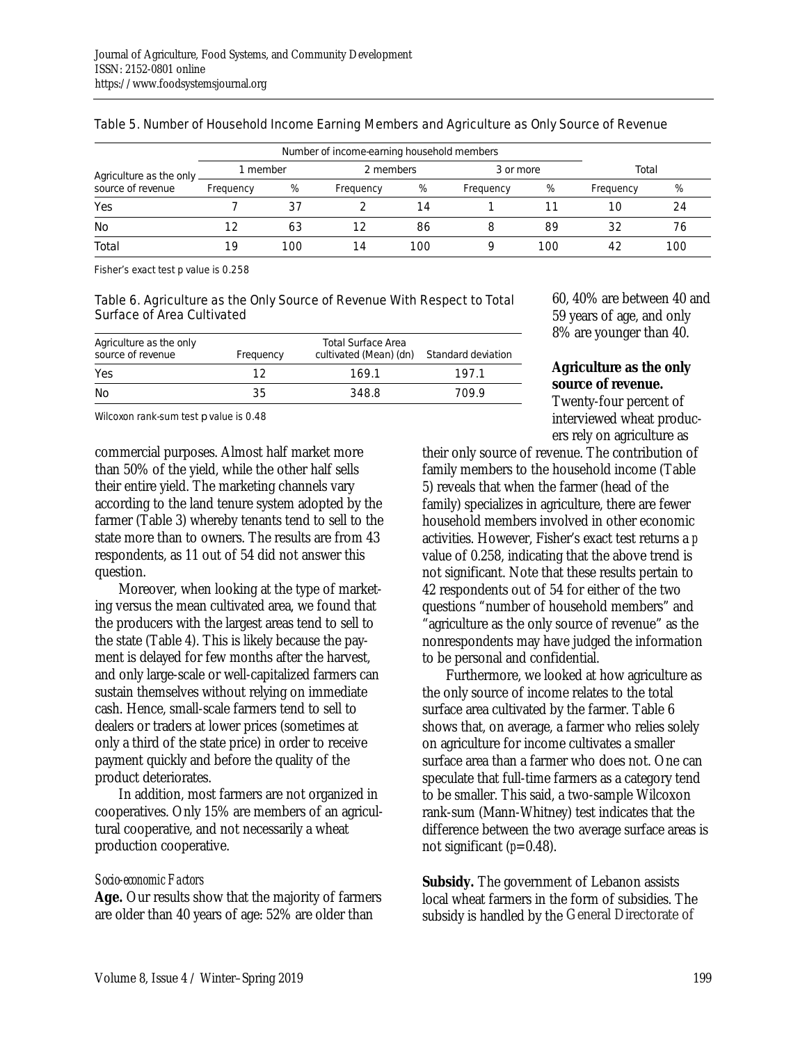Table 5. Number of Household Income Earning Members and Agriculture as Only Source of Revenue

| Agriculture as the only source of revenue | Number of income-earning household members | | | | | | Total | |
|---|---|---|---|---|---|---|---|---|
| | 1 member | | 2 members | | 3 or more | | | |
| | Frequency | % | Frequency | % | Frequency | % | Frequency | % |
| Yes | 7 | 37 | 2 | 14 | 1 | 11 | 10 | 24 |
| No | 12 | 63 | 12 | 86 | 8 | 89 | 32 | 76 |
| Total | 19 | 100 | 14 | 100 | 9 | 100 | 42 | 100 |

Fisher's exact test p value is 0.258

Table 6. Agriculture as the Only Source of Revenue With Respect to Total Surface of Area Cultivated

| Agriculture as the only source of revenue | Frequency | Total Surface Area cultivated (Mean) (dn) | Standard deviation |
|---|---|---|---|
| Yes | 12 | 169.1 | 197.1 |
| No | 35 | 348.8 | 709.9 |

Wilcoxon rank-sum test p value is 0.48

commercial purposes. Almost half market more than 50% of the yield, while the other half sells their entire yield. The marketing channels vary according to the land tenure system adopted by the farmer (Table 3) whereby tenants tend to sell to the state more than to owners. The results are from 43 respondents, as 11 out of 54 did not answer this question.

Moreover, when looking at the type of marketing versus the mean cultivated area, we found that the producers with the largest areas tend to sell to the state (Table 4). This is likely because the payment is delayed for few months after the harvest, and only large-scale or well-capitalized farmers can sustain themselves without relying on immediate cash. Hence, small-scale farmers tend to sell to dealers or traders at lower prices (sometimes at only a third of the state price) in order to receive payment quickly and before the quality of the product deteriorates.

In addition, most farmers are not organized in cooperatives. Only 15% are members of an agricultural cooperative, and not necessarily a wheat production cooperative.

### *Socio-economic Factors*

**Age.** Our results show that the majority of farmers are older than 40 years of age: 52% are older than 60, 40% are between 40 and 59 years of age, and only 8% are younger than 40.

**Agriculture as the only source of revenue.** Twenty-four percent of interviewed wheat producers rely on agriculture as their only source of revenue. The contribution of family members to the household income (Table 5) reveals that when the farmer (head of the family) specializes in agriculture, there are fewer household members involved in other economic activities. However, Fisher's exact test returns a *p* value of 0.258, indicating that the above trend is not significant. Note that these results pertain to 42 respondents out of 54 for either of the two questions "number of household members" and "agriculture as the only source of revenue" as the nonrespondents may have judged the information to be personal and confidential.

Furthermore, we looked at how agriculture as the only source of income relates to the total surface area cultivated by the farmer. Table 6 shows that, on average, a farmer who relies solely on agriculture for income cultivates a smaller surface area than a farmer who does not. One can speculate that full-time farmers as a category tend to be smaller. This said, a two-sample Wilcoxon rank-sum (Mann-Whitney) test indicates that the difference between the two average surface areas is not significant ($p=0.48$).

**Subsidy.** The government of Lebanon assists local wheat farmers in the form of subsidies. The subsidy is handled by the General Directorate of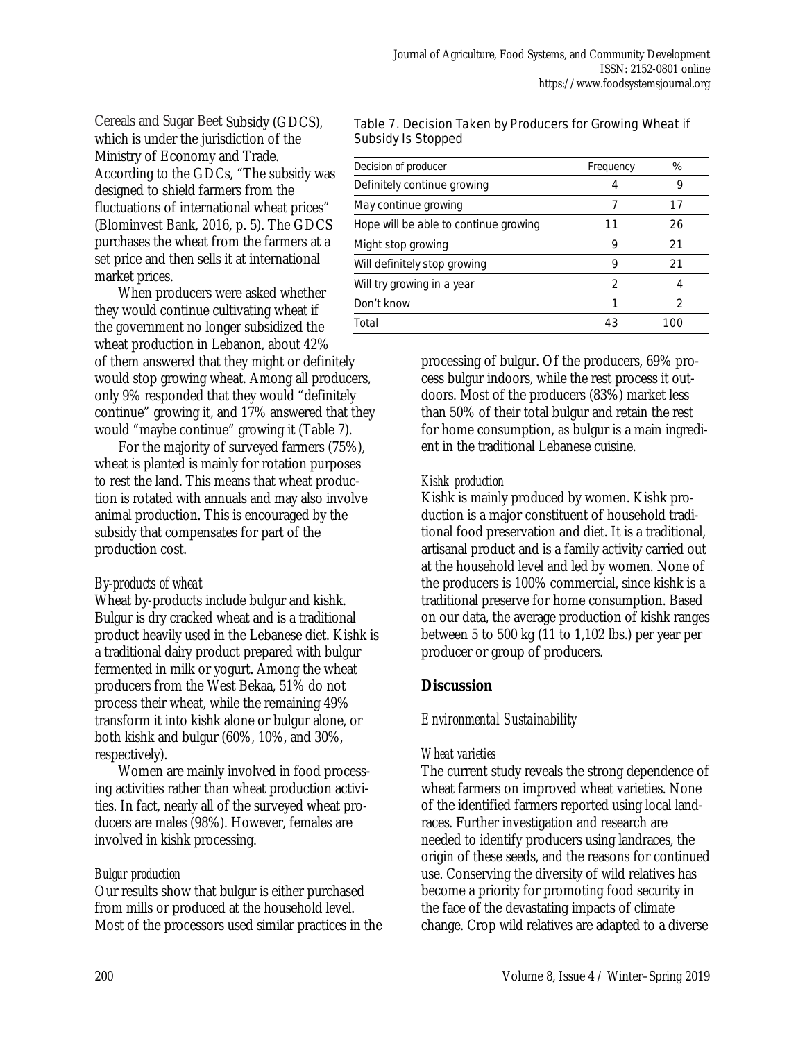Cereals and Sugar Beet Subsidy (GDCS), which is under the jurisdiction of the Ministry of Economy and Trade. According to the GDCs, "The subsidy was designed to shield farmers from the fluctuations of international wheat prices" (Blominvest Bank, 2016, p. 5). The GDCS purchases the wheat from the farmers at a set price and then sells it at international market prices.

When producers were asked whether they would continue cultivating wheat if the government no longer subsidized the wheat production in Lebanon, about 42% of them answered that they might or definitely would stop growing wheat. Among all producers, only 9% responded that they would "definitely continue" growing it, and 17% answered that they would "maybe continue" growing it (Table 7).

Table 7. Decision Taken by Producers for Growing Wheat if Subsidy Is Stopped

| Decision of producer | Frequency | % |
|---|---|---|
| Definitely continue growing | 4 | 9 |
| May continue growing | 7 | 17 |
| Hope will be able to continue growing | 11 | 26 |
| Might stop growing | 9 | 21 |
| Will definitely stop growing | 9 | 21 |
| Will try growing in a year | 2 | 4 |
| Don't know | 1 | 2 |
| Total | 43 | 100 |

For the majority of surveyed farmers (75%), wheat is planted is mainly for rotation purposes to rest the land. This means that wheat production is rotated with annuals and may also involve animal production. This is encouraged by the subsidy that compensates for part of the production cost.

### *By-products of wheat*

Wheat by-products include bulgur and kishk. Bulgur is dry cracked wheat and is a traditional product heavily used in the Lebanese diet. Kishk is a traditional dairy product prepared with bulgur fermented in milk or yogurt. Among the wheat producers from the West Bekaa, 51% do not process their wheat, while the remaining 49% transform it into kishk alone or bulgur alone, or both kishk and bulgur (60%, 10%, and 30%, respectively).

Women are mainly involved in food processing activities rather than wheat production activities. In fact, nearly all of the surveyed wheat producers are males (98%). However, females are involved in kishk processing.

### *Bulgur production*

Our results show that bulgur is either purchased from mills or produced at the household level. Most of the processors used similar practices in the processing of bulgur. Of the producers, 69% process bulgur indoors, while the rest process it outdoors. Most of the producers (83%) market less than 50% of their total bulgur and retain the rest for home consumption, as bulgur is a main ingredient in the traditional Lebanese cuisine.

### *Kishk production*

Kishk is mainly produced by women. Kishk production is a major constituent of household traditional food preservation and diet. It is a traditional, artisanal product and is a family activity carried out at the household level and led by women. None of the producers is 100% commercial, since kishk is a traditional preserve for home consumption. Based on our data, the average production of kishk ranges between 5 to 500 kg (11 to 1,102 lbs.) per year per producer or group of producers.

# **Discussion**

## *Environmental Sustainability*

### *Wheat varieties*

The current study reveals the strong dependence of wheat farmers on improved wheat varieties. None of the identified farmers reported using local landraces. Further investigation and research are needed to identify producers using landraces, the origin of these seeds, and the reasons for continued use. Conserving the diversity of wild relatives has become a priority for promoting food security in the face of the devastating impacts of climate change. Crop wild relatives are adapted to a diverse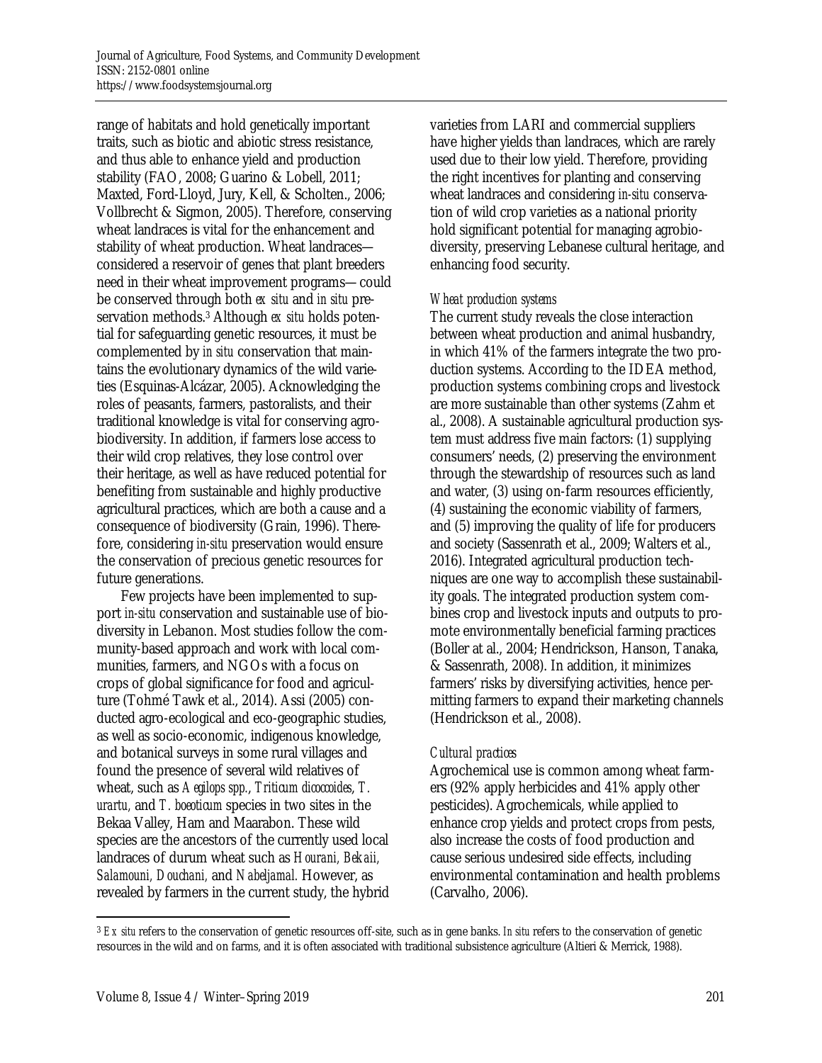range of habitats and hold genetically important traits, such as biotic and abiotic stress resistance, and thus able to enhance yield and production stability (FAO, 2008; Guarino & Lobell, 2011; Maxted, Ford-Lloyd, Jury, Kell, & Scholten., 2006; Vollbrecht & Sigmon, 2005). Therefore, conserving wheat landraces is vital for the enhancement and stability of wheat production. Wheat landraces—considered a reservoir of genes that plant breeders need in their wheat improvement programs—could be conserved through both *ex situ* and *in situ* preservation methods.[3] Although *ex situ* holds potential for safeguarding genetic resources, it must be complemented by *in situ* conservation that maintains the evolutionary dynamics of the wild varieties (Esquinas-Alcázar, 2005). Acknowledging the roles of peasants, farmers, pastoralists, and their traditional knowledge is vital for conserving agrobiodiversity. In addition, if farmers lose access to their wild crop relatives, they lose control over their heritage, as well as have reduced potential for benefiting from sustainable and highly productive agricultural practices, which are both a cause and a consequence of biodiversity (Grain, 1996). Therefore, considering *in-situ* preservation would ensure the conservation of precious genetic resources for future generations.

Few projects have been implemented to support *in-situ* conservation and sustainable use of biodiversity in Lebanon. Most studies follow the community-based approach and work with local communities, farmers, and NGOs with a focus on crops of global significance for food and agriculture (Tohmé Tawk et al., 2014). Assi (2005) conducted agro-ecological and eco-geographic studies, as well as socio-economic, indigenous knowledge, and botanical surveys in some rural villages and found the presence of several wild relatives of wheat, such as *Aegilops spp., Triticum dicoccoides, T. urartu,* and *T. boeoticum* species in two sites in the Bekaa Valley, Ham and Maarabon. These wild species are the ancestors of the currently used local landraces of durum wheat such as *Hourani, Bekaii, Salamouni, Douchani,* and *Nabeljamal.* However, as revealed by farmers in the current study, the hybrid varieties from LARI and commercial suppliers have higher yields than landraces, which are rarely used due to their low yield. Therefore, providing the right incentives for planting and conserving wheat landraces and considering *in-situ* conservation of wild crop varieties as a national priority hold significant potential for managing agrobiodiversity, preserving Lebanese cultural heritage, and enhancing food security.

*Wheat production systems*

The current study reveals the close interaction between wheat production and animal husbandry, in which 41% of the farmers integrate the two production systems. According to the IDEA method, production systems combining crops and livestock are more sustainable than other systems (Zahm et al., 2008). A sustainable agricultural production system must address five main factors: (1) supplying consumers' needs, (2) preserving the environment through the stewardship of resources such as land and water, (3) using on-farm resources efficiently, (4) sustaining the economic viability of farmers, and (5) improving the quality of life for producers and society (Sassenrath et al., 2009; Walters et al., 2016). Integrated agricultural production techniques are one way to accomplish these sustainability goals. The integrated production system combines crop and livestock inputs and outputs to promote environmentally beneficial farming practices (Boller at al., 2004; Hendrickson, Hanson, Tanaka, & Sassenrath, 2008). In addition, it minimizes farmers' risks by diversifying activities, hence permitting farmers to expand their marketing channels (Hendrickson et al., 2008).

*Cultural practices*

Agrochemical use is common among wheat farmers (92% apply herbicides and 41% apply other pesticides). Agrochemicals, while applied to enhance crop yields and protect crops from pests, also increase the costs of food production and cause serious undesired side effects, including environmental contamination and health problems (Carvalho, 2006).

[3] *Ex situ* refers to the conservation of genetic resources off-site, such as in gene banks. *In situ* refers to the conservation of genetic resources in the wild and on farms, and it is often associated with traditional subsistence agriculture (Altieri & Merrick, 1988).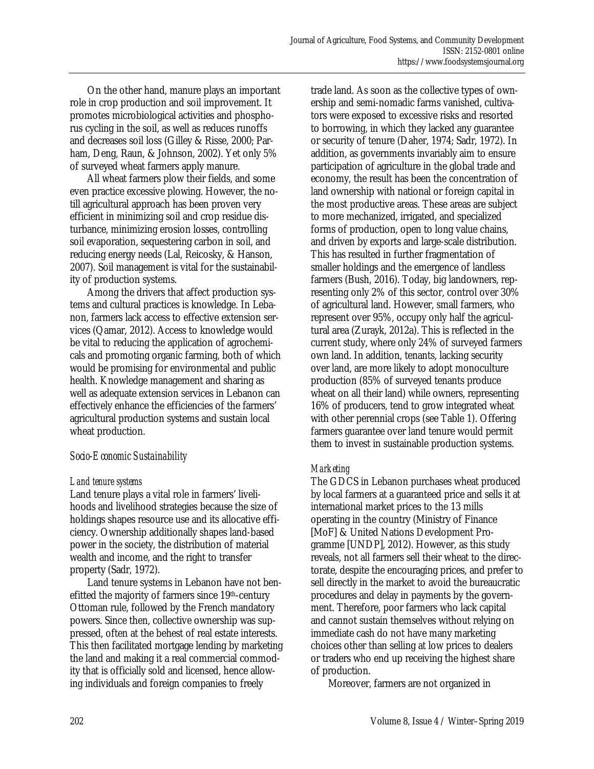On the other hand, manure plays an important role in crop production and soil improvement. It promotes microbiological activities and phosphorus cycling in the soil, as well as reduces runoffs and decreases soil loss (Gilley & Risse, 2000; Parham, Deng, Raun, & Johnson, 2002). Yet only 5% of surveyed wheat farmers apply manure.

All wheat farmers plow their fields, and some even practice excessive plowing. However, the no-till agricultural approach has been proven very efficient in minimizing soil and crop residue disturbance, minimizing erosion losses, controlling soil evaporation, sequestering carbon in soil, and reducing energy needs (Lal, Reicosky, & Hanson, 2007). Soil management is vital for the sustainability of production systems.

Among the drivers that affect production systems and cultural practices is knowledge. In Lebanon, farmers lack access to effective extension services (Qamar, 2012). Access to knowledge would be vital to reducing the application of agrochemicals and promoting organic farming, both of which would be promising for environmental and public health. Knowledge management and sharing as well as adequate extension services in Lebanon can effectively enhance the efficiencies of the farmers' agricultural production systems and sustain local wheat production.

## *Socio-Economic Sustainability*

### *Land tenure systems*

Land tenure plays a vital role in farmers' livelihoods and livelihood strategies because the size of holdings shapes resource use and its allocative efficiency. Ownership additionally shapes land-based power in the society, the distribution of material wealth and income, and the right to transfer property (Sadr, 1972).

Land tenure systems in Lebanon have not benefitted the majority of farmers since 19th-century Ottoman rule, followed by the French mandatory powers. Since then, collective ownership was suppressed, often at the behest of real estate interests. This then facilitated mortgage lending by marketing the land and making it a real commercial commodity that is officially sold and licensed, hence allowing individuals and foreign companies to freely trade land. As soon as the collective types of ownership and semi-nomadic farms vanished, cultivators were exposed to excessive risks and resorted to borrowing, in which they lacked any guarantee or security of tenure (Daher, 1974; Sadr, 1972). In addition, as governments invariably aim to ensure participation of agriculture in the global trade and economy, the result has been the concentration of land ownership with national or foreign capital in the most productive areas. These areas are subject to more mechanized, irrigated, and specialized forms of production, open to long value chains, and driven by exports and large-scale distribution. This has resulted in further fragmentation of smaller holdings and the emergence of landless farmers (Bush, 2016). Today, big landowners, representing only 2% of this sector, control over 30% of agricultural land. However, small farmers, who represent over 95%, occupy only half the agricultural area (Zurayk, 2012a). This is reflected in the current study, where only 24% of surveyed farmers own land. In addition, tenants, lacking security over land, are more likely to adopt monoculture production (85% of surveyed tenants produce wheat on all their land) while owners, representing 16% of producers, tend to grow integrated wheat with other perennial crops (see Table 1). Offering farmers guarantee over land tenure would permit them to invest in sustainable production systems.

### *Marketing*

The GDCS in Lebanon purchases wheat produced by local farmers at a guaranteed price and sells it at international market prices to the 13 mills operating in the country (Ministry of Finance [MoF] & United Nations Development Programme [UNDP], 2012). However, as this study reveals, not all farmers sell their wheat to the directorate, despite the encouraging prices, and prefer to sell directly in the market to avoid the bureaucratic procedures and delay in payments by the government. Therefore, poor farmers who lack capital and cannot sustain themselves without relying on immediate cash do not have many marketing choices other than selling at low prices to dealers or traders who end up receiving the highest share of production.

Moreover, farmers are not organized in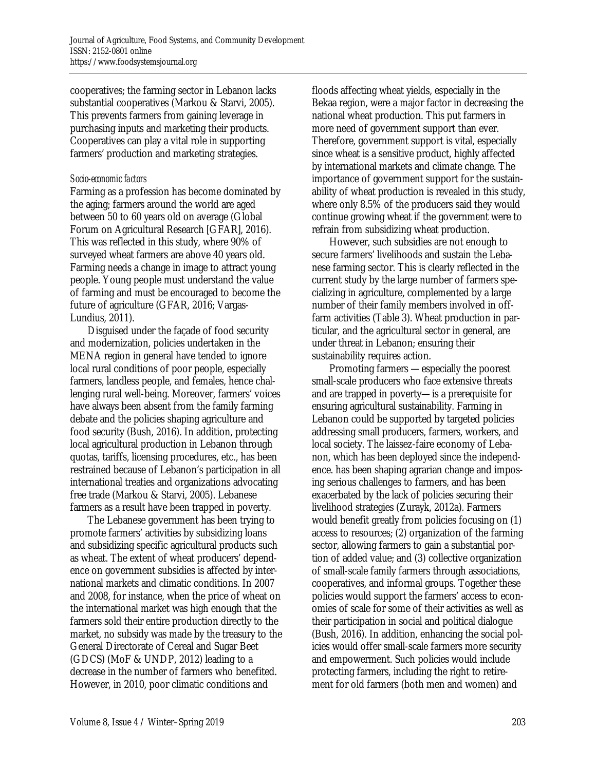cooperatives; the farming sector in Lebanon lacks substantial cooperatives (Markou & Starvi, 2005). This prevents farmers from gaining leverage in purchasing inputs and marketing their products. Cooperatives can play a vital role in supporting farmers' production and marketing strategies.

*Socio-economic factors*

Farming as a profession has become dominated by the aging; farmers around the world are aged between 50 to 60 years old on average (Global Forum on Agricultural Research [GFAR], 2016). This was reflected in this study, where 90% of surveyed wheat farmers are above 40 years old. Farming needs a change in image to attract young people. Young people must understand the value of farming and must be encouraged to become the future of agriculture (GFAR, 2016; Vargas-Lundius, 2011).

Disguised under the façade of food security and modernization, policies undertaken in the MENA region in general have tended to ignore local rural conditions of poor people, especially farmers, landless people, and females, hence challenging rural well-being. Moreover, farmers' voices have always been absent from the family farming debate and the policies shaping agriculture and food security (Bush, 2016). In addition, protecting local agricultural production in Lebanon through quotas, tariffs, licensing procedures, etc., has been restrained because of Lebanon's participation in all international treaties and organizations advocating free trade (Markou & Starvi, 2005). Lebanese farmers as a result have been trapped in poverty.

The Lebanese government has been trying to promote farmers' activities by subsidizing loans and subsidizing specific agricultural products such as wheat. The extent of wheat producers' dependence on government subsidies is affected by international markets and climatic conditions. In 2007 and 2008, for instance, when the price of wheat on the international market was high enough that the farmers sold their entire production directly to the market, no subsidy was made by the treasury to the General Directorate of Cereal and Sugar Beet (GDCS) (MoF & UNDP, 2012) leading to a decrease in the number of farmers who benefited. However, in 2010, poor climatic conditions and floods affecting wheat yields, especially in the Bekaa region, were a major factor in decreasing the national wheat production. This put farmers in more need of government support than ever. Therefore, government support is vital, especially since wheat is a sensitive product, highly affected by international markets and climate change. The importance of government support for the sustainability of wheat production is revealed in this study, where only 8.5% of the producers said they would continue growing wheat if the government were to refrain from subsidizing wheat production.

However, such subsidies are not enough to secure farmers' livelihoods and sustain the Lebanese farming sector. This is clearly reflected in the current study by the large number of farmers specializing in agriculture, complemented by a large number of their family members involved in off-farm activities (Table 3). Wheat production in particular, and the agricultural sector in general, are under threat in Lebanon; ensuring their sustainability requires action.

Promoting farmers —especially the poorest small-scale producers who face extensive threats and are trapped in poverty—is a prerequisite for ensuring agricultural sustainability. Farming in Lebanon could be supported by targeted policies addressing small producers, farmers, workers, and local society. The laissez-faire economy of Lebanon, which has been deployed since the independence. has been shaping agrarian change and imposing serious challenges to farmers, and has been exacerbated by the lack of policies securing their livelihood strategies (Zurayk, 2012a). Farmers would benefit greatly from policies focusing on (1) access to resources; (2) organization of the farming sector, allowing farmers to gain a substantial portion of added value; and (3) collective organization of small-scale family farmers through associations, cooperatives, and informal groups. Together these policies would support the farmers' access to economies of scale for some of their activities as well as their participation in social and political dialogue (Bush, 2016). In addition, enhancing the social policies would offer small-scale farmers more security and empowerment. Such policies would include protecting farmers, including the right to retirement for old farmers (both men and women) and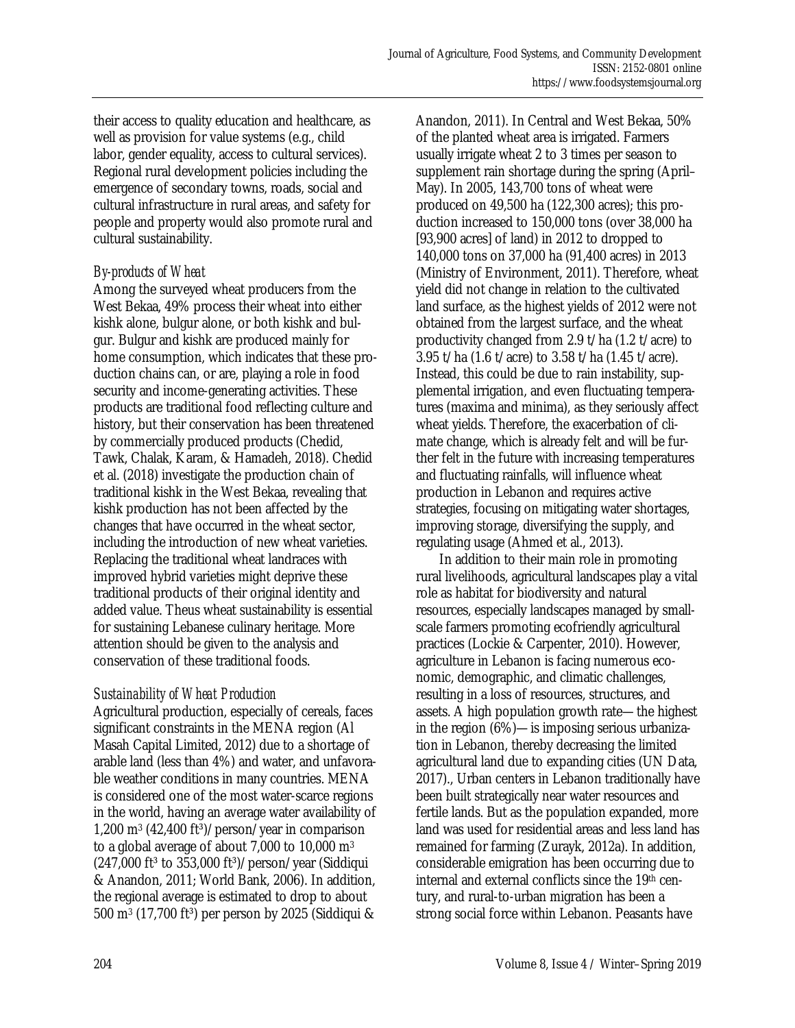their access to quality education and healthcare, as well as provision for value systems (e.g., child labor, gender equality, access to cultural services). Regional rural development policies including the emergence of secondary towns, roads, social and cultural infrastructure in rural areas, and safety for people and property would also promote rural and cultural sustainability.

### *By-products of Wheat*

Among the surveyed wheat producers from the West Bekaa, 49% process their wheat into either kishk alone, bulgur alone, or both kishk and bulgur. Bulgur and kishk are produced mainly for home consumption, which indicates that these production chains can, or are, playing a role in food security and income-generating activities. These products are traditional food reflecting culture and history, but their conservation has been threatened by commercially produced products (Chedid, Tawk, Chalak, Karam, & Hamadeh, 2018). Chedid et al. (2018) investigate the production chain of traditional kishk in the West Bekaa, revealing that kishk production has not been affected by the changes that have occurred in the wheat sector, including the introduction of new wheat varieties. Replacing the traditional wheat landraces with improved hybrid varieties might deprive these traditional products of their original identity and added value. Theus wheat sustainability is essential for sustaining Lebanese culinary heritage. More attention should be given to the analysis and conservation of these traditional foods.

### *Sustainability of Wheat Production*

Agricultural production, especially of cereals, faces significant constraints in the MENA region (Al Masah Capital Limited, 2012) due to a shortage of arable land (less than 4%) and water, and unfavorable weather conditions in many countries. MENA is considered one of the most water-scarce regions in the world, having an average water availability of 1,200 m$^3$ (42,400 ft$^3$)/person/year in comparison to a global average of about 7,000 to 10,000 m$^3$ (247,000 ft$^3$ to 353,000 ft$^3$)/person/year (Siddiqui & Anandon, 2011; World Bank, 2006). In addition, the regional average is estimated to drop to about 500 m$^3$ (17,700 ft$^3$) per person by 2025 (Siddiqui & Anandon, 2011). In Central and West Bekaa, 50% of the planted wheat area is irrigated. Farmers usually irrigate wheat 2 to 3 times per season to supplement rain shortage during the spring (April–May). In 2005, 143,700 tons of wheat were produced on 49,500 ha (122,300 acres); this production increased to 150,000 tons (over 38,000 ha [93,900 acres] of land) in 2012 to dropped to 140,000 tons on 37,000 ha (91,400 acres) in 2013 (Ministry of Environment, 2011). Therefore, wheat yield did not change in relation to the cultivated land surface, as the highest yields of 2012 were not obtained from the largest surface, and the wheat productivity changed from 2.9 t/ha (1.2 t/acre) to 3.95 t/ha (1.6 t/acre) to 3.58 t/ha (1.45 t/acre). Instead, this could be due to rain instability, supplemental irrigation, and even fluctuating temperatures (maxima and minima), as they seriously affect wheat yields. Therefore, the exacerbation of climate change, which is already felt and will be further felt in the future with increasing temperatures and fluctuating rainfalls, will influence wheat production in Lebanon and requires active strategies, focusing on mitigating water shortages, improving storage, diversifying the supply, and regulating usage (Ahmed et al., 2013).

In addition to their main role in promoting rural livelihoods, agricultural landscapes play a vital role as habitat for biodiversity and natural resources, especially landscapes managed by small-scale farmers promoting ecofriendly agricultural practices (Lockie & Carpenter, 2010). However, agriculture in Lebanon is facing numerous economic, demographic, and climatic challenges, resulting in a loss of resources, structures, and assets. A high population growth rate—the highest in the region (6%)—is imposing serious urbanization in Lebanon, thereby decreasing the limited agricultural land due to expanding cities (UN Data, 2017)., Urban centers in Lebanon traditionally have been built strategically near water resources and fertile lands. But as the population expanded, more land was used for residential areas and less land has remained for farming (Zurayk, 2012a). In addition, considerable emigration has been occurring due to internal and external conflicts since the 19th century, and rural-to-urban migration has been a strong social force within Lebanon. Peasants have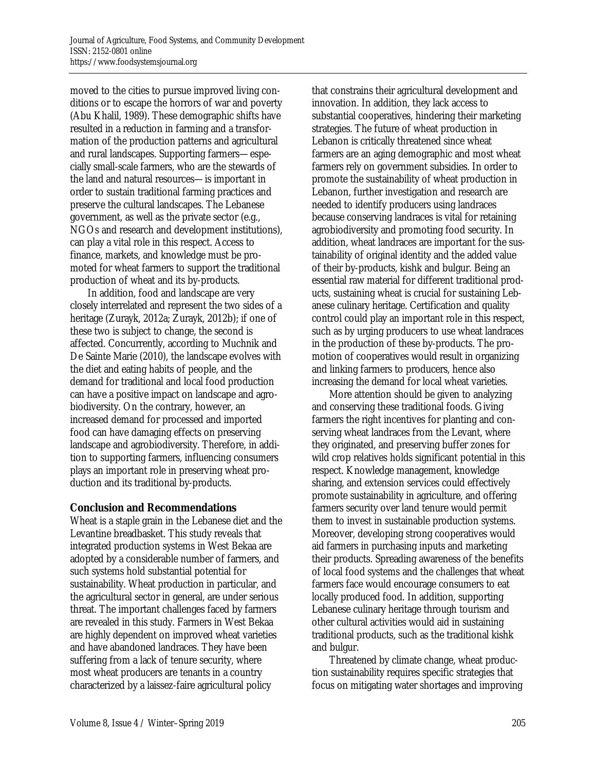moved to the cities to pursue improved living conditions or to escape the horrors of war and poverty (Abu Khalil, 1989). These demographic shifts have resulted in a reduction in farming and a transformation of the production patterns and agricultural and rural landscapes. Supporting farmers—especially small-scale farmers, who are the stewards of the land and natural resources—is important in order to sustain traditional farming practices and preserve the cultural landscapes. The Lebanese government, as well as the private sector (e.g., NGOs and research and development institutions), can play a vital role in this respect. Access to finance, markets, and knowledge must be promoted for wheat farmers to support the traditional production of wheat and its by-products.

In addition, food and landscape are very closely interrelated and represent the two sides of a heritage (Zurayk, 2012a; Zurayk, 2012b); if one of these two is subject to change, the second is affected. Concurrently, according to Muchnik and De Sainte Marie (2010), the landscape evolves with the diet and eating habits of people, and the demand for traditional and local food production can have a positive impact on landscape and agrobiodiversity. On the contrary, however, an increased demand for processed and imported food can have damaging effects on preserving landscape and agrobiodiversity. Therefore, in addition to supporting farmers, influencing consumers plays an important role in preserving wheat production and its traditional by-products.

## Conclusion and Recommendations

Wheat is a staple grain in the Lebanese diet and the Levantine breadbasket. This study reveals that integrated production systems in West Bekaa are adopted by a considerable number of farmers, and such systems hold substantial potential for sustainability. Wheat production in particular, and the agricultural sector in general, are under serious threat. The important challenges faced by farmers are revealed in this study. Farmers in West Bekaa are highly dependent on improved wheat varieties and have abandoned landraces. They have been suffering from a lack of tenure security, where most wheat producers are tenants in a country characterized by a laissez-faire agricultural policy that constrains their agricultural development and innovation. In addition, they lack access to substantial cooperatives, hindering their marketing strategies. The future of wheat production in Lebanon is critically threatened since wheat farmers are an aging demographic and most wheat farmers rely on government subsidies. In order to promote the sustainability of wheat production in Lebanon, further investigation and research are needed to identify producers using landraces because conserving landraces is vital for retaining agrobiodiversity and promoting food security. In addition, wheat landraces are important for the sustainability of original identity and the added value of their by-products, kishk and bulgur. Being an essential raw material for different traditional products, sustaining wheat is crucial for sustaining Lebanese culinary heritage. Certification and quality control could play an important role in this respect, such as by urging producers to use wheat landraces in the production of these by-products. The promotion of cooperatives would result in organizing and linking farmers to producers, hence also increasing the demand for local wheat varieties.

More attention should be given to analyzing and conserving these traditional foods. Giving farmers the right incentives for planting and conserving wheat landraces from the Levant, where they originated, and preserving buffer zones for wild crop relatives holds significant potential in this respect. Knowledge management, knowledge sharing, and extension services could effectively promote sustainability in agriculture, and offering farmers security over land tenure would permit them to invest in sustainable production systems. Moreover, developing strong cooperatives would aid farmers in purchasing inputs and marketing their products. Spreading awareness of the benefits of local food systems and the challenges that wheat farmers face would encourage consumers to eat locally produced food. In addition, supporting Lebanese culinary heritage through tourism and other cultural activities would aid in sustaining traditional products, such as the traditional kishk and bulgur.

Threatened by climate change, wheat production sustainability requires specific strategies that focus on mitigating water shortages and improving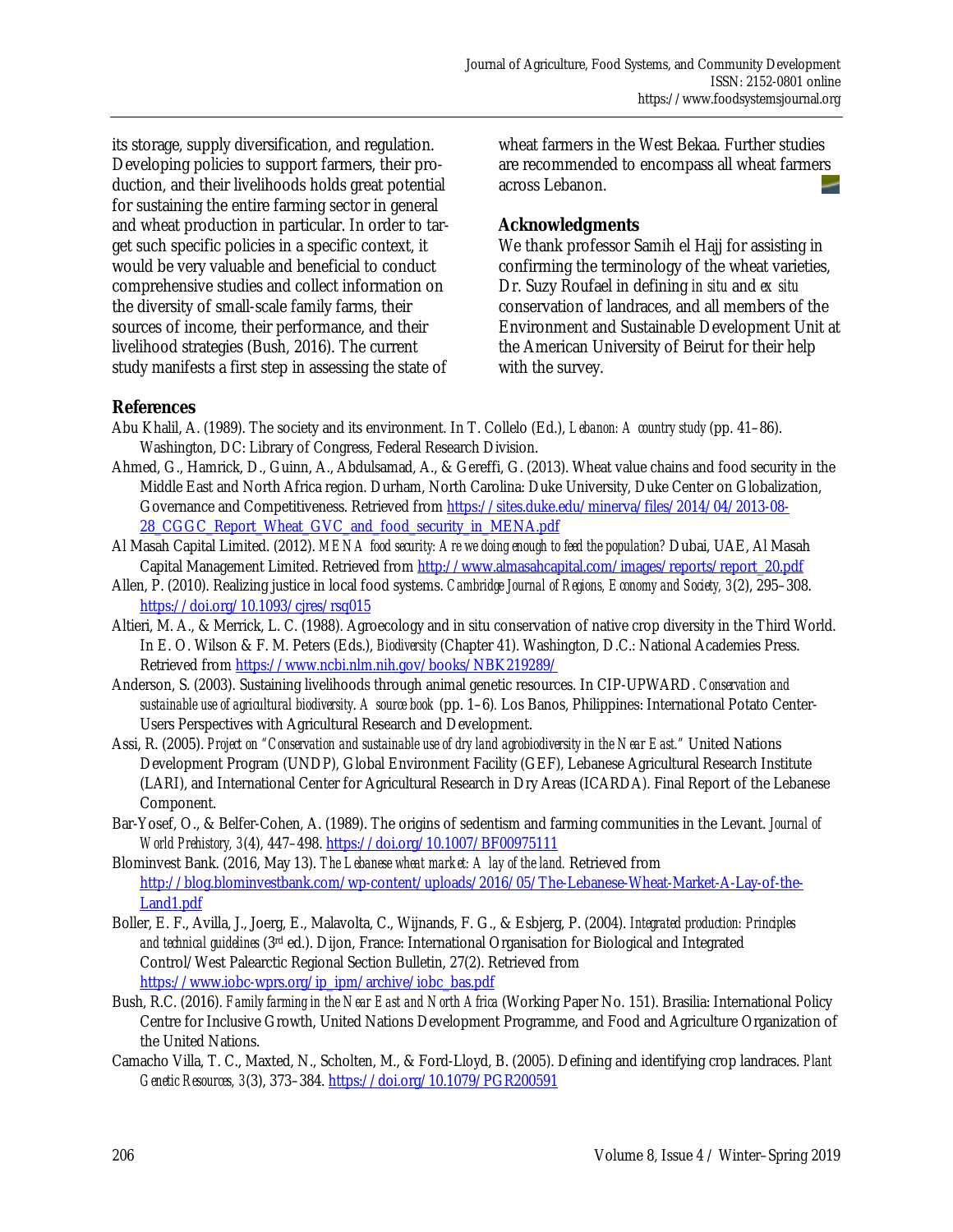its storage, supply diversification, and regulation. Developing policies to support farmers, their production, and their livelihoods holds great potential for sustaining the entire farming sector in general and wheat production in particular. In order to target such specific policies in a specific context, it would be very valuable and beneficial to conduct comprehensive studies and collect information on the diversity of small-scale family farms, their sources of income, their performance, and their livelihood strategies (Bush, 2016). The current study manifests a first step in assessing the state of wheat farmers in the West Bekaa. Further studies are recommended to encompass all wheat farmers across Lebanon.

## Acknowledgments

We thank professor Samih el Hajj for assisting in confirming the terminology of the wheat varieties, Dr. Suzy Roufael in defining *in situ* and *ex situ* conservation of landraces, and all members of the Environment and Sustainable Development Unit at the American University of Beirut for their help with the survey.

## References

Abu Khalil, A. (1989). The society and its environment. In T. Collelo (Ed.), *Lebanon: A country study* (pp. 41–86). Washington, DC: Library of Congress, Federal Research Division.

Ahmed, G., Hamrick, D., Guinn, A., Abdulsamad, A., & Gereffi, G. (2013). Wheat value chains and food security in the Middle East and North Africa region. Durham, North Carolina: Duke University, Duke Center on Globalization, Governance and Competitiveness. Retrieved from https://sites.duke.edu/minerva/files/2014/04/2013-08-28_CGGC_Report_Wheat_GVC_and_food_security_in_MENA.pdf

Al Masah Capital Limited. (2012). *MENA food security: Are we doing enough to feed the population?* Dubai, UAE, Al Masah Capital Management Limited. Retrieved from http://www.almasahcapital.com/images/reports/report_20.pdf

Allen, P. (2010). Realizing justice in local food systems. *Cambridge Journal of Regions, Economy and Society, 3*(2), 295–308. https://doi.org/10.1093/cjres/rsq015

Altieri, M. A., & Merrick, L. C. (1988). Agroecology and in situ conservation of native crop diversity in the Third World. In E. O. Wilson & F. M. Peters (Eds.), *Biodiversity* (Chapter 41). Washington, D.C.: National Academies Press. Retrieved from https://www.ncbi.nlm.nih.gov/books/NBK219289/

Anderson, S. (2003). Sustaining livelihoods through animal genetic resources. In CIP-UPWARD. *Conservation and sustainable use of agricultural biodiversity. A source book* (pp. 1–6). Los Banos, Philippines: International Potato Center-Users Perspectives with Agricultural Research and Development.

Assi, R. (2005). *Project on "Conservation and sustainable use of dry land agrobiodiversity in the Near East."* United Nations Development Program (UNDP), Global Environment Facility (GEF), Lebanese Agricultural Research Institute (LARI), and International Center for Agricultural Research in Dry Areas (ICARDA). Final Report of the Lebanese Component.

Bar-Yosef, O., & Belfer-Cohen, A. (1989). The origins of sedentism and farming communities in the Levant. *Journal of World Prehistory, 3*(4), 447–498. https://doi.org/10.1007/BF00975111

Blominvest Bank. (2016, May 13). *The Lebanese wheat market: A lay of the land.* Retrieved from http://blog.blominvestbank.com/wp-content/uploads/2016/05/The-Lebanese-Wheat-Market-A-Lay-of-the-Land1.pdf

Boller, E. F., Avilla, J., Joerg, E., Malavolta, C., Wijnands, F. G., & Esbjerg, P. (2004). *Integrated production: Principles and technical guidelines* (3rd ed.). Dijon, France: International Organisation for Biological and Integrated Control/West Palearctic Regional Section Bulletin, 27(2). Retrieved from https://www.iobc-wprs.org/ip_ipm/archive/iobc_bas.pdf

Bush, R.C. (2016). *Family farming in the Near East and North Africa* (Working Paper No. 151). Brasilia: International Policy Centre for Inclusive Growth, United Nations Development Programme, and Food and Agriculture Organization of the United Nations.

Camacho Villa, T. C., Maxted, N., Scholten, M., & Ford-Lloyd, B. (2005). Defining and identifying crop landraces. *Plant Genetic Resources, 3*(3), 373–384. https://doi.org/10.1079/PGR200591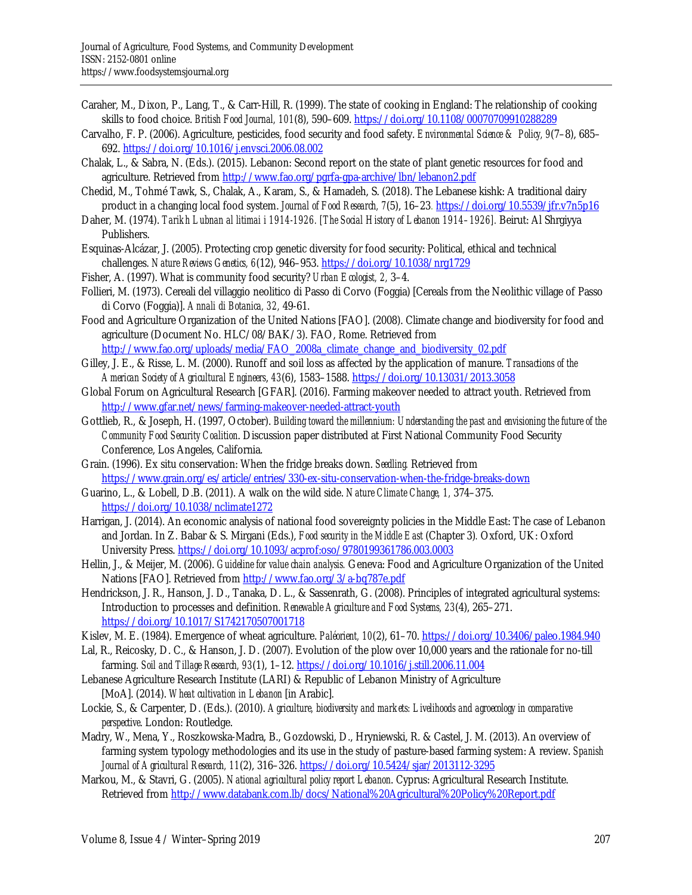Caraher, M., Dixon, P., Lang, T., & Carr-Hill, R. (1999). The state of cooking in England: The relationship of cooking skills to food choice. *British Food Journal, 101*(8), 590–609. https://doi.org/10.1108/00070709910288289

Carvalho, F. P. (2006). Agriculture, pesticides, food security and food safety. *Environmental Science & Policy, 9*(7–8), 685–692. https://doi.org/10.1016/j.envsci.2006.08.002

Chalak, L., & Sabra, N. (Eds.). (2015). Lebanon: Second report on the state of plant genetic resources for food and agriculture. Retrieved from http://www.fao.org/pgrfa-gpa-archive/lbn/lebanon2.pdf

Chedid, M., Tohmé Tawk, S., Chalak, A., Karam, S., & Hamadeh, S. (2018). The Lebanese kishk: A traditional dairy product in a changing local food system. *Journal of Food Research, 7*(5), 16–23. https://doi.org/10.5539/jfr.v7n5p16

Daher, M. (1974). *Tarikh Lubnan al litimai i 1914-1926. [The Social History of Lebanon 1914–1926].* Beirut: Al Shrgiyya Publishers.

Esquinas-Alcázar, J. (2005). Protecting crop genetic diversity for food security: Political, ethical and technical challenges. *Nature Reviews Genetics, 6*(12), 946–953. https://doi.org/10.1038/nrg1729

Fisher, A. (1997). What is community food security? *Urban Ecologist, 2,* 3–4.

Follieri, M. (1973). Cereali del villaggio neolitico di Passo di Corvo (Foggia) [Cereals from the Neolithic village of Passo di Corvo (Foggia)]. *Annali di Botanica, 32,* 49-61.

Food and Agriculture Organization of the United Nations [FAO]. (2008). Climate change and biodiversity for food and agriculture (Document No. HLC/08/BAK/3). FAO, Rome. Retrieved from http://www.fao.org/uploads/media/FAO_2008a_climate_change_and_biodiversity_02.pdf

Gilley, J. E., & Risse, L. M. (2000). Runoff and soil loss as affected by the application of manure. *Transactions of the American Society of Agricultural Engineers, 43*(6), 1583–1588. https://doi.org/10.13031/2013.3058

Global Forum on Agricultural Research [GFAR]. (2016). Farming makeover needed to attract youth. Retrieved from http://www.gfar.net/news/farming-makeover-needed-attract-youth

Gottlieb, R., & Joseph, H. (1997, October). *Building toward the millennium: Understanding the past and envisioning the future of the Community Food Security Coalition*. Discussion paper distributed at First National Community Food Security Conference, Los Angeles, California.

Grain. (1996). Ex situ conservation: When the fridge breaks down. *Seedling.* Retrieved from https://www.grain.org/es/article/entries/330-ex-situ-conservation-when-the-fridge-breaks-down

Guarino, L., & Lobell, D.B. (2011). A walk on the wild side. *Nature Climate Change, 1,* 374–375. https://doi.org/10.1038/nclimate1272

Harrigan, J. (2014). An economic analysis of national food sovereignty policies in the Middle East: The case of Lebanon and Jordan. In Z. Babar & S. Mirgani (Eds.), *Food security in the Middle East* (Chapter 3)*.* Oxford, UK: Oxford University Press. https://doi.org/10.1093/acprof:oso/9780199361786.003.0003

Hellin, J., & Meijer, M. (2006). *Guideline for value chain analysis.* Geneva: Food and Agriculture Organization of the United Nations [FAO]. Retrieved from http://www.fao.org/3/a-bq787e.pdf

Hendrickson, J. R., Hanson, J. D., Tanaka, D. L., & Sassenrath, G. (2008). Principles of integrated agricultural systems: Introduction to processes and definition. *Renewable Agriculture and Food Systems, 23*(4), 265–271. https://doi.org/10.1017/S1742170507001718

Kislev, M. E. (1984). Emergence of wheat agriculture. *Paléorient, 10*(2), 61–70. https://doi.org/10.3406/paleo.1984.940

Lal, R., Reicosky, D. C., & Hanson, J. D. (2007). Evolution of the plow over 10,000 years and the rationale for no-till farming. *Soil and Tillage Research, 93*(1), 1–12. https://doi.org/10.1016/j.still.2006.11.004

Lebanese Agriculture Research Institute (LARI) & Republic of Lebanon Ministry of Agriculture [MoA]. (2014). *Wheat cultivation in Lebanon* [in Arabic].

Lockie, S., & Carpenter, D. (Eds.). (2010). *Agriculture, biodiversity and markets: Livelihoods and agroecology in comparative perspective*. London: Routledge.

Madry, W., Mena, Y., Roszkowska-Madra, B., Gozdowski, D., Hryniewski, R. & Castel, J. M. (2013). An overview of farming system typology methodologies and its use in the study of pasture-based farming system: A review. *Spanish Journal of Agricultural Research, 11*(2), 316–326. https://doi.org/10.5424/sjar/2013112-3295

Markou, M., & Stavri, G. (2005). *National agricultural policy report Lebanon*. Cyprus: Agricultural Research Institute. Retrieved from http://www.databank.com.lb/docs/National%20Agricultural%20Policy%20Report.pdf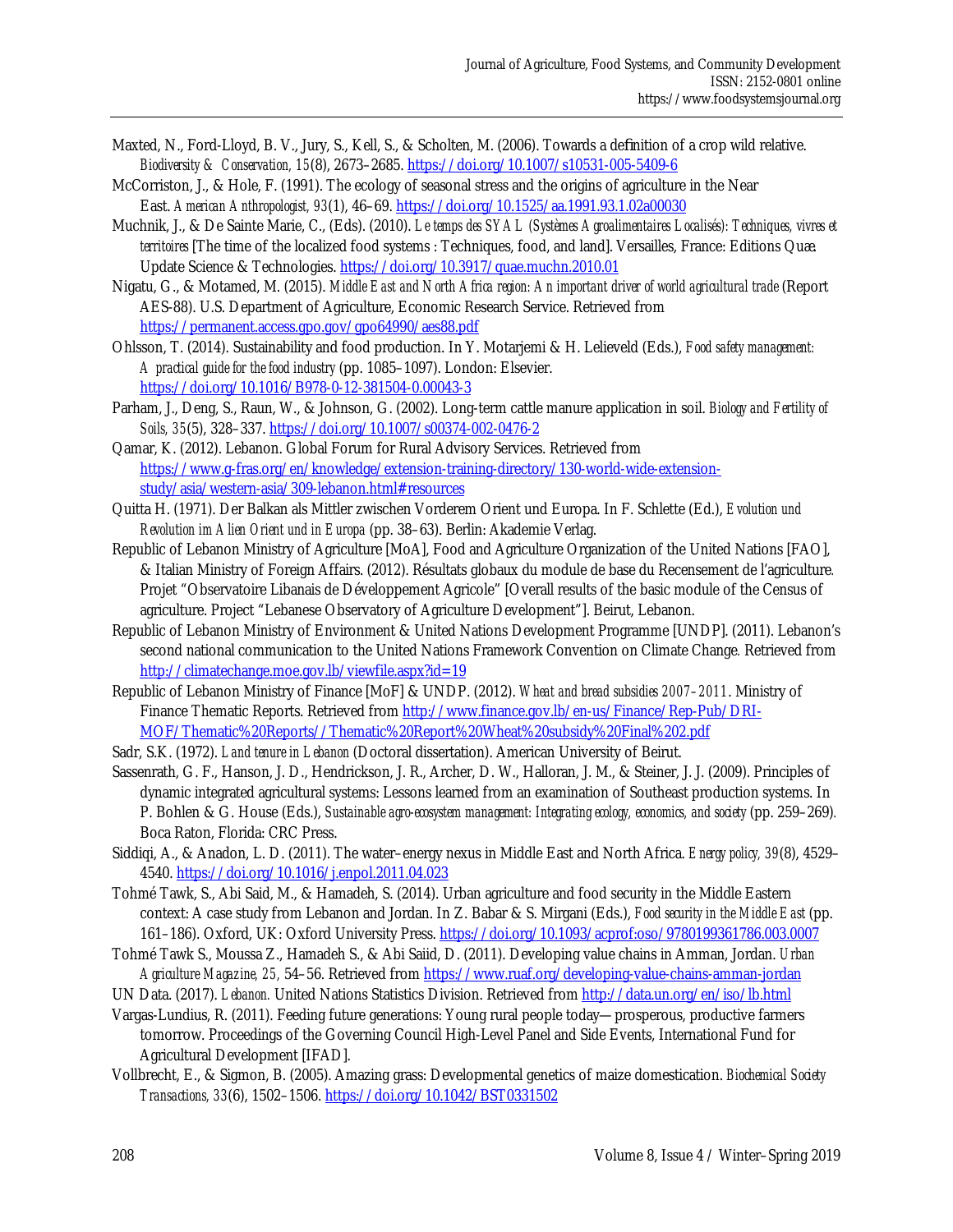Maxted, N., Ford-Lloyd, B. V., Jury, S., Kell, S., & Scholten, M. (2006). Towards a definition of a crop wild relative. *Biodiversity & Conservation, 15*(8), 2673–2685. https://doi.org/10.1007/s10531-005-5409-6

McCorriston, J., & Hole, F. (1991). The ecology of seasonal stress and the origins of agriculture in the Near East. *American Anthropologist, 93*(1), 46–69. https://doi.org/10.1525/aa.1991.93.1.02a00030

Muchnik, J., & De Sainte Marie, C., (Eds). (2010). *Le temps des SYAL (Systèmes Agroalimentaires Localisés): Techniques, vivres et territoires* [The time of the localized food systems : Techniques, food, and land]. Versailles, France: Editions Quæ. Update Science & Technologies. https://doi.org/10.3917/quae.muchn.2010.01

Nigatu, G., & Motamed, M. (2015). *Middle East and North Africa region: An important driver of world agricultural trade* (Report AES-88). U.S. Department of Agriculture, Economic Research Service. Retrieved from https://permanent.access.gpo.gov/gpo64990/aes88.pdf

Ohlsson, T. (2014). Sustainability and food production. In Y. Motarjemi & H. Lelieveld (Eds.), *Food safety management: A practical guide for the food industry* (pp. 1085–1097). London: Elsevier. https://doi.org/10.1016/B978-0-12-381504-0.00043-3

Parham, J., Deng, S., Raun, W., & Johnson, G. (2002). Long-term cattle manure application in soil. *Biology and Fertility of Soils, 35*(5), 328–337. https://doi.org/10.1007/s00374-002-0476-2

Qamar, K. (2012). Lebanon. Global Forum for Rural Advisory Services. Retrieved from https://www.g-fras.org/en/knowledge/extension-training-directory/130-world-wide-extension-study/asia/western-asia/309-lebanon.html#resources

Quitta H. (1971). Der Balkan als Mittler zwischen Vorderem Orient und Europa. In F. Schlette (Ed.), *Evolution und Revolution im Alien Orient und in Europa* (pp. 38–63). Berlin: Akademie Verlag.

Republic of Lebanon Ministry of Agriculture [MoA], Food and Agriculture Organization of the United Nations [FAO], & Italian Ministry of Foreign Affairs. (2012). Résultats globaux du module de base du Recensement de l'agriculture. Projet "Observatoire Libanais de Développement Agricole" [Overall results of the basic module of the Census of agriculture. Project "Lebanese Observatory of Agriculture Development"]. Beirut, Lebanon.

Republic of Lebanon Ministry of Environment & United Nations Development Programme [UNDP]. (2011). Lebanon's second national communication to the United Nations Framework Convention on Climate Change. Retrieved from http://climatechange.moe.gov.lb/viewfile.aspx?id=19

Republic of Lebanon Ministry of Finance [MoF] & UNDP. (2012). *Wheat and bread subsidies 2007–2011*. Ministry of Finance Thematic Reports. Retrieved from http://www.finance.gov.lb/en-us/Finance/Rep-Pub/DRI-MOF/Thematic%20Reports//Thematic%20Report%20Wheat%20subsidy%20Final%202.pdf

Sadr, S.K. (1972). *Land tenure in Lebanon* (Doctoral dissertation). American University of Beirut.

Sassenrath, G. F., Hanson, J. D., Hendrickson, J. R., Archer, D. W., Halloran, J. M., & Steiner, J. J. (2009). Principles of dynamic integrated agricultural systems: Lessons learned from an examination of Southeast production systems. In P. Bohlen & G. House (Eds.), *Sustainable agro-ecosystem management: Integrating ecology, economics, and society* (pp. 259–269). Boca Raton, Florida: CRC Press.

Siddiqi, A., & Anadon, L. D. (2011). The water–energy nexus in Middle East and North Africa. *Energy policy, 39*(8), 4529–4540. https://doi.org/10.1016/j.enpol.2011.04.023

Tohmé Tawk, S., Abi Said, M., & Hamadeh, S. (2014). Urban agriculture and food security in the Middle Eastern context: A case study from Lebanon and Jordan. In Z. Babar & S. Mirgani (Eds.), *Food security in the Middle East* (pp. 161–186). Oxford, UK: Oxford University Press. https://doi.org/10.1093/acprof:oso/9780199361786.003.0007

Tohmé Tawk S., Moussa Z., Hamadeh S., & Abi Saiid, D. (2011). Developing value chains in Amman, Jordan. *Urban Agriculture Magazine, 25,* 54–56. Retrieved from https://www.ruaf.org/developing-value-chains-amman-jordan

UN Data. (2017). *Lebanon.* United Nations Statistics Division. Retrieved from http://data.un.org/en/iso/lb.html

Vargas-Lundius, R. (2011). Feeding future generations: Young rural people today—prosperous, productive farmers tomorrow. Proceedings of the Governing Council High-Level Panel and Side Events, International Fund for Agricultural Development [IFAD].

Vollbrecht, E., & Sigmon, B. (2005). Amazing grass: Developmental genetics of maize domestication. *Biochemical Society Transactions, 33*(6), 1502–1506. https://doi.org/10.1042/BST0331502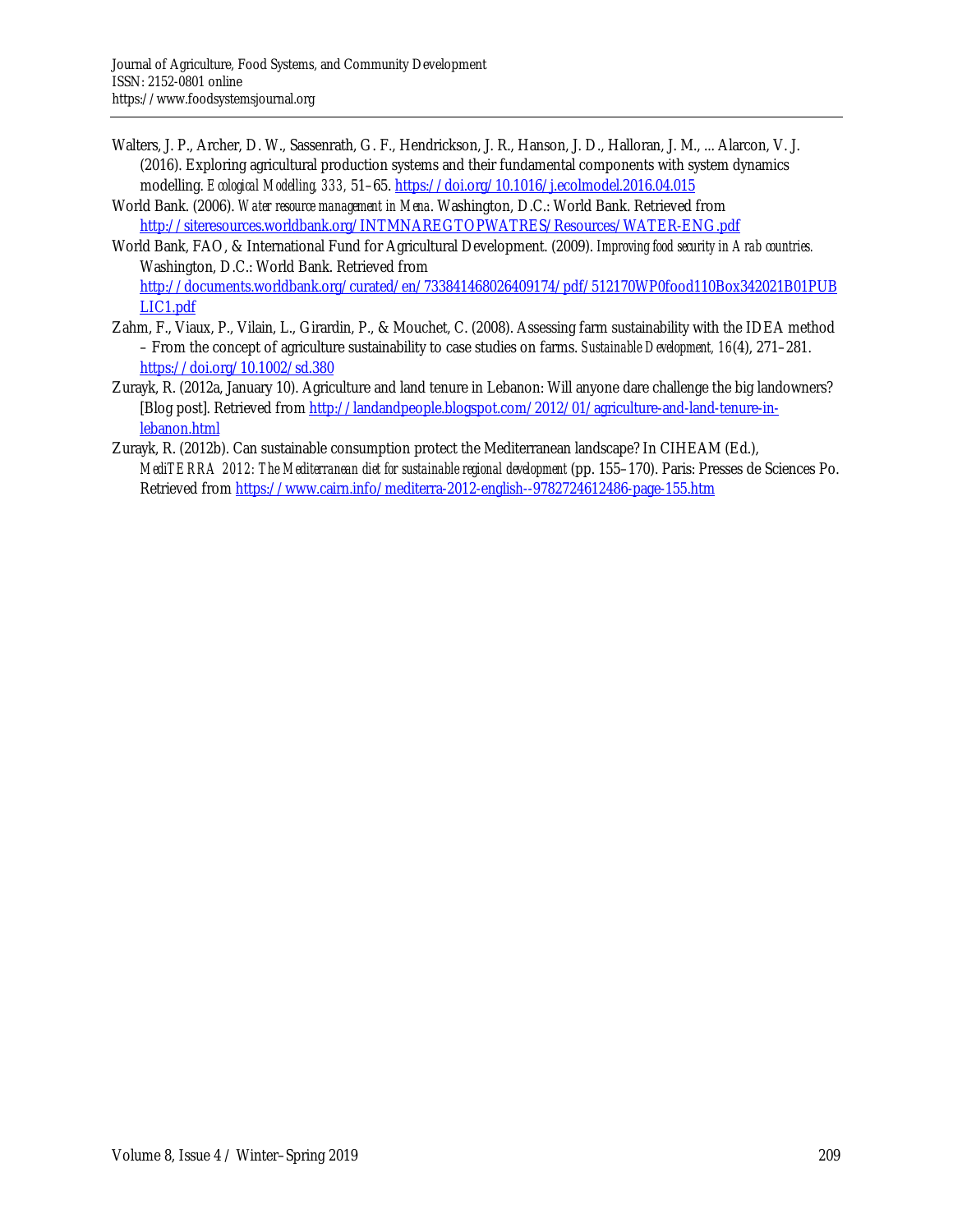Walters, J. P., Archer, D. W., Sassenrath, G. F., Hendrickson, J. R., Hanson, J. D., Halloran, J. M., ... Alarcon, V. J. (2016). Exploring agricultural production systems and their fundamental components with system dynamics modelling. *Ecological Modelling, 333,* 51–65. https://doi.org/10.1016/j.ecolmodel.2016.04.015

World Bank. (2006). *Water resource management in Mena*. Washington, D.C.: World Bank. Retrieved from http://siteresources.worldbank.org/INTMNAREGTOPWATRES/Resources/WATER-ENG.pdf

World Bank, FAO, & International Fund for Agricultural Development. (2009). *Improving food security in Arab countries.* Washington, D.C.: World Bank. Retrieved from http://documents.worldbank.org/curated/en/733841468026409174/pdf/512170WP0food110Box342021B01PUBLIC1.pdf

Zahm, F., Viaux, P., Vilain, L., Girardin, P., & Mouchet, C. (2008). Assessing farm sustainability with the IDEA method – From the concept of agriculture sustainability to case studies on farms. *Sustainable Development, 16*(4), 271–281. https://doi.org/10.1002/sd.380

Zurayk, R. (2012a, January 10). Agriculture and land tenure in Lebanon: Will anyone dare challenge the big landowners? [Blog post]. Retrieved from http://landandpeople.blogspot.com/2012/01/agriculture-and-land-tenure-in-lebanon.html

Zurayk, R. (2012b). Can sustainable consumption protect the Mediterranean landscape? In CIHEAM (Ed.), *MediTERRA 2012: The Mediterranean diet for sustainable regional development* (pp. 155–170). Paris: Presses de Sciences Po. Retrieved from https://www.cairn.info/mediterra-2012-english--9782724612486-page-155.htm